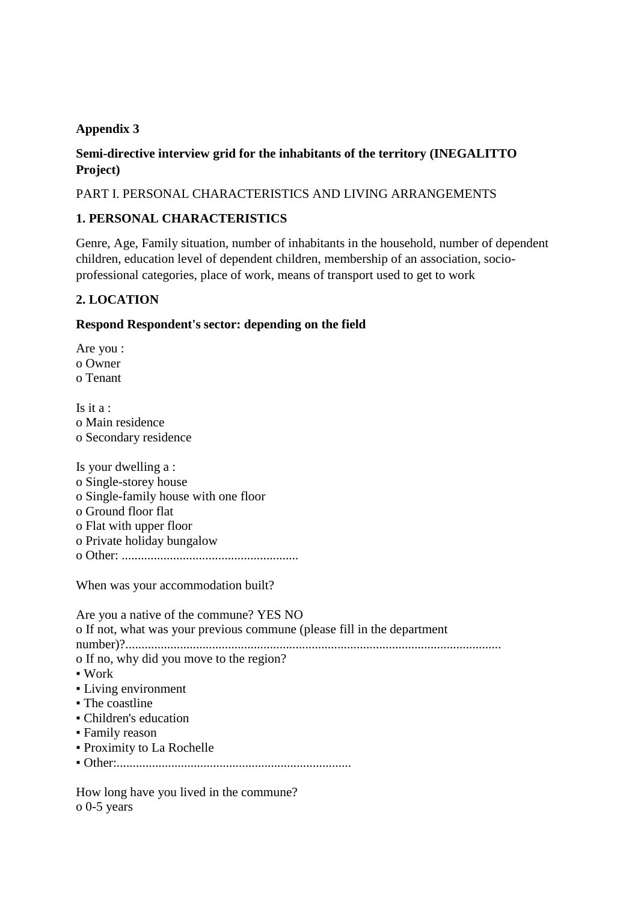**Appendix 3**

**Semi-directive interview grid for the inhabitants of the territory (INEGALITTO Project)**

PART I. PERSONAL CHARACTERISTICS AND LIVING ARRANGEMENTS

**1. PERSONAL CHARACTERISTICS**

Genre, Age, Family situation, number of inhabitants in the household, number of dependent children, education level of dependent children, membership of an association, socio-professional categories, place of work, means of transport used to get to work

**2. LOCATION**

**Respond Respondent's sector: depending on the field**

Are you :
o Owner
o Tenant

Is it a :
o Main residence
o Secondary residence

Is your dwelling a :
o Single-storey house
o Single-family house with one floor
o Ground floor flat
o Flat with upper floor
o Private holiday bungalow
o Other: .......................................................

When was your accommodation built?

Are you a native of the commune? YES NO
o If not, what was your previous commune (please fill in the department number)?.....................................................................................................................
o If no, why did you move to the region?
▪ Work
▪ Living environment
▪ The coastline
▪ Children's education
▪ Family reason
▪ Proximity to La Rochelle
▪ Other:.........................................................................

How long have you lived in the commune?
o 0-5 years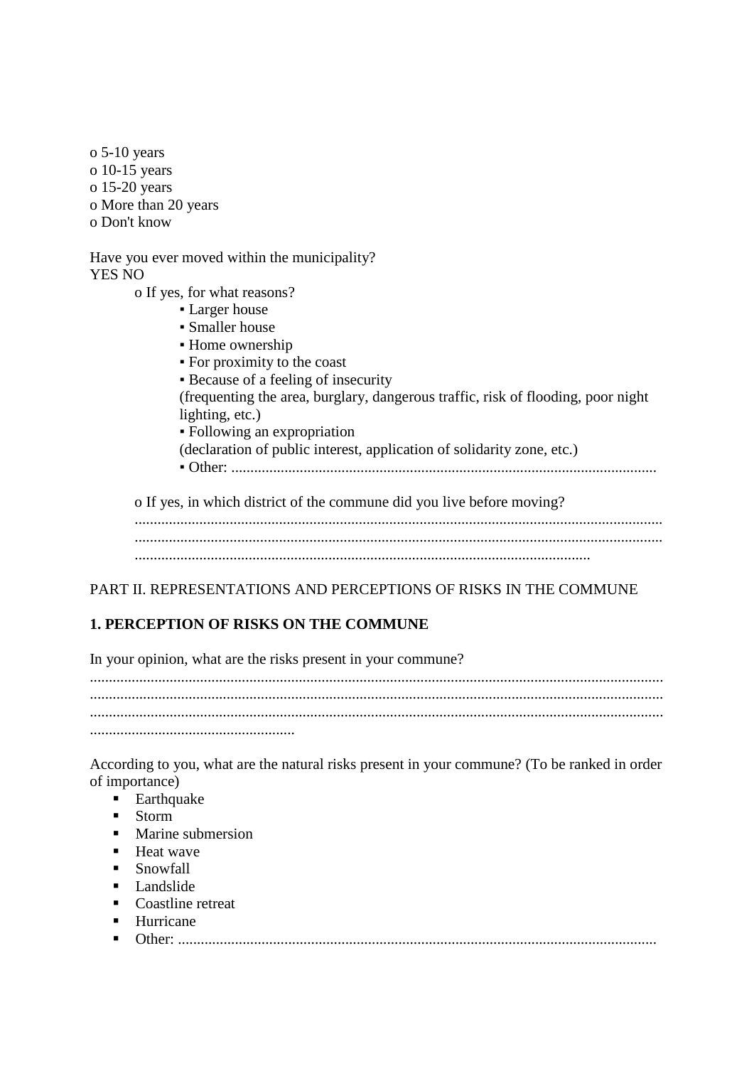o 5-10 years
o 10-15 years
o 15-20 years
o More than 20 years
o Don't know

Have you ever moved within the municipality?
YES NO

- o If yes, for what reasons?
  - ▪ Larger house
  - ▪ Smaller house
  - ▪ Home ownership
  - ▪ For proximity to the coast
  - ▪ Because of a feeling of insecurity
    (frequenting the area, burglary, dangerous traffic, risk of flooding, poor night lighting, etc.)
  - ▪ Following an expropriation
    (declaration of public interest, application of solidarity zone, etc.)
  - ▪ Other: ..............................................................................................................

- o If yes, in which district of the commune did you live before moving?
  ........................................................................................................................................
  ........................................................................................................................................
  .......................................................................................................................

PART II. REPRESENTATIONS AND PERCEPTIONS OF RISKS IN THE COMMUNE

**1. PERCEPTION OF RISKS ON THE COMMUNE**

In your opinion, what are the risks present in your commune?
....................................................................................................................................................
....................................................................................................................................................
....................................................................................................................................................
.....................................................

According to you, what are the natural risks present in your commune? (To be ranked in order of importance)

- Earthquake
- Storm
- Marine submersion
- Heat wave
- Snowfall
- Landslide
- Coastline retreat
- Hurricane
- Other: ............................................................................................................................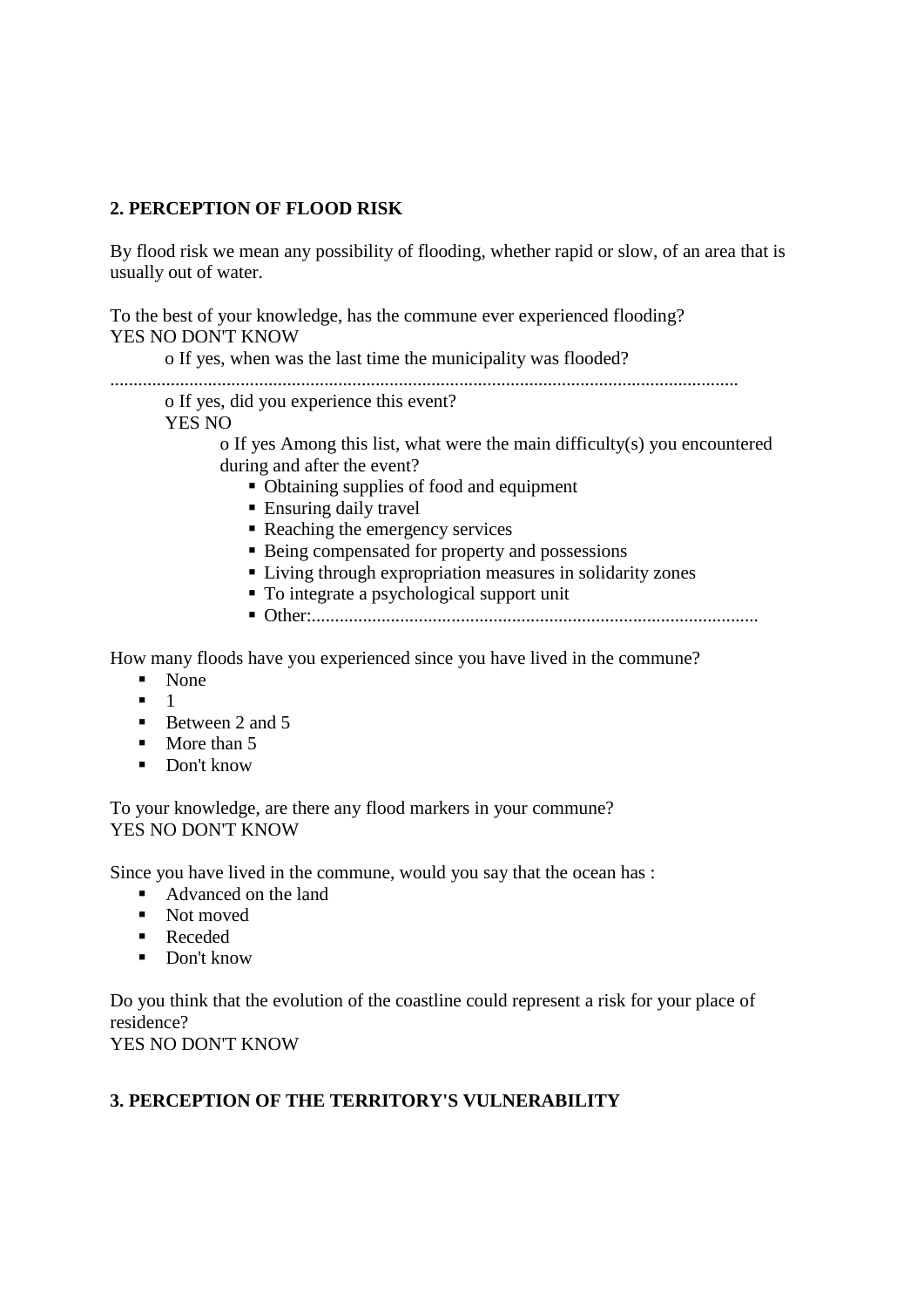## 2. PERCEPTION OF FLOOD RISK

By flood risk we mean any possibility of flooding, whether rapid or slow, of an area that is usually out of water.

To the best of your knowledge, has the commune ever experienced flooding?
YES NO DON'T KNOW

- o If yes, when was the last time the municipality was flooded?

.......................................................................................................................................

- o If yes, did you experience this event?
  YES NO
  - o If yes Among this list, what were the main difficulty(s) you encountered during and after the event?
    - Obtaining supplies of food and equipment
    - Ensuring daily travel
    - Reaching the emergency services
    - Being compensated for property and possessions
    - Living through expropriation measures in solidarity zones
    - To integrate a psychological support unit
    - Other:................................................................................................

How many floods have you experienced since you have lived in the commune?

- None
- 1
- Between 2 and 5
- More than 5
- Don't know

To your knowledge, are there any flood markers in your commune?
YES NO DON'T KNOW

Since you have lived in the commune, would you say that the ocean has :

- Advanced on the land
- Not moved
- Receded
- Don't know

Do you think that the evolution of the coastline could represent a risk for your place of residence?
YES NO DON'T KNOW

## 3. PERCEPTION OF THE TERRITORY'S VULNERABILITY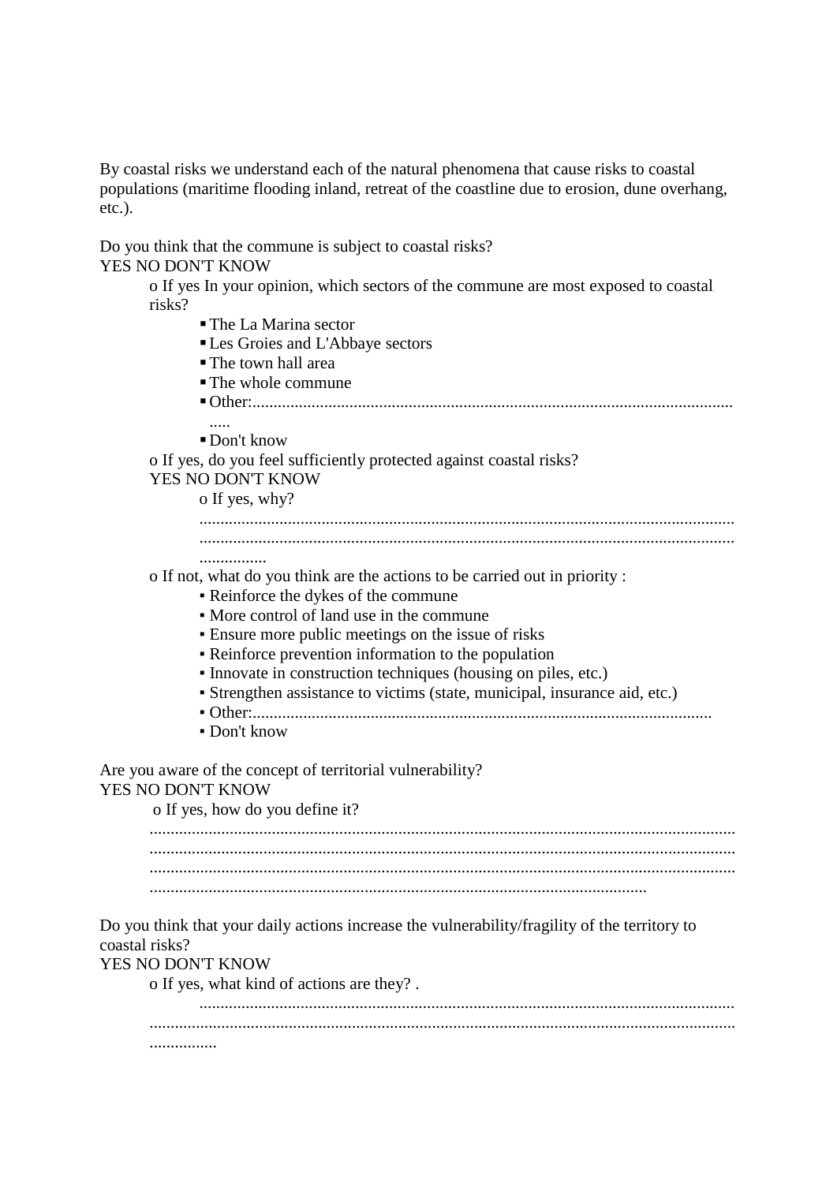By coastal risks we understand each of the natural phenomena that cause risks to coastal populations (maritime flooding inland, retreat of the coastline due to erosion, dune overhang, etc.).

Do you think that the commune is subject to coastal risks?
YES NO DON'T KNOW

- o If yes In your opinion, which sectors of the commune are most exposed to coastal risks?
  - The La Marina sector
  - Les Groies and L'Abbaye sectors
  - The town hall area
  - The whole commune
  - Other:.......................................................................................................................
  - Don't know
- o If yes, do you feel sufficiently protected against coastal risks?
  YES NO DON'T KNOW
  - o If yes, why?
    ..............................................................................................................................
    ..............................................................................................................................
    ................
- o If not, what do you think are the actions to be carried out in priority :
  - Reinforce the dykes of the commune
  - More control of land use in the commune
  - Ensure more public meetings on the issue of risks
  - Reinforce prevention information to the population
  - Innovate in construction techniques (housing on piles, etc.)
  - Strengthen assistance to victims (state, municipal, insurance aid, etc.)
  - Other:.............................................................................................................
  - Don't know

Are you aware of the concept of territorial vulnerability?
YES NO DON'T KNOW

- o If yes, how do you define it?
  ......................................................................................................................................
  ......................................................................................................................................
  ......................................................................................................................................
  .....................................................................................................................

Do you think that your daily actions increase the vulnerability/fragility of the territory to coastal risks?
YES NO DON'T KNOW

- o If yes, what kind of actions are they? .
  ..............................................................................................................................
  ......................................................................................................................................
  ................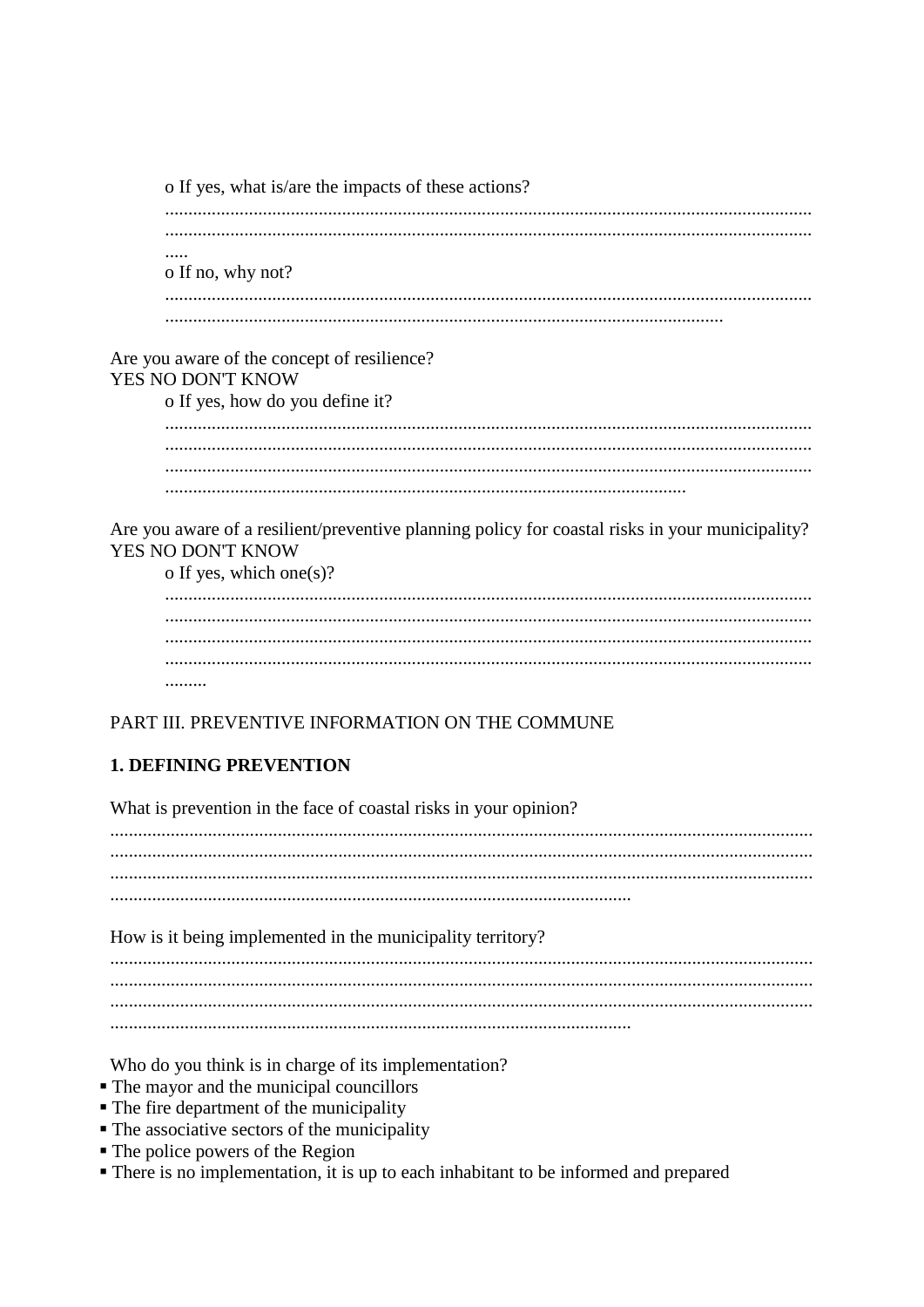o If yes, what is/are the impacts of these actions?

.........................................................................................................................................
.........................................................................................................................................
.....

o If no, why not?

.........................................................................................................................................
......................................................................................................................

Are you aware of the concept of resilience?
YES NO DON'T KNOW

o If yes, how do you define it?

.........................................................................................................................................
.........................................................................................................................................
.........................................................................................................................................
..............................................................................................................

Are you aware of a resilient/preventive planning policy for coastal risks in your municipality?
YES NO DON'T KNOW

o If yes, which one(s)?

.........................................................................................................................................
.........................................................................................................................................
.........................................................................................................................................
.........................................................................................................................................
.........

PART III. PREVENTIVE INFORMATION ON THE COMMUNE

**1. DEFINING PREVENTION**

What is prevention in the face of coastal risks in your opinion?

.....................................................................................................................................................
.....................................................................................................................................................
.....................................................................................................................................................
...............................................................................................................

How is it being implemented in the municipality territory?

.....................................................................................................................................................
.....................................................................................................................................................
.....................................................................................................................................................
...............................................................................................................

Who do you think is in charge of its implementation?

- The mayor and the municipal councillors
- The fire department of the municipality
- The associative sectors of the municipality
- The police powers of the Region
- There is no implementation, it is up to each inhabitant to be informed and prepared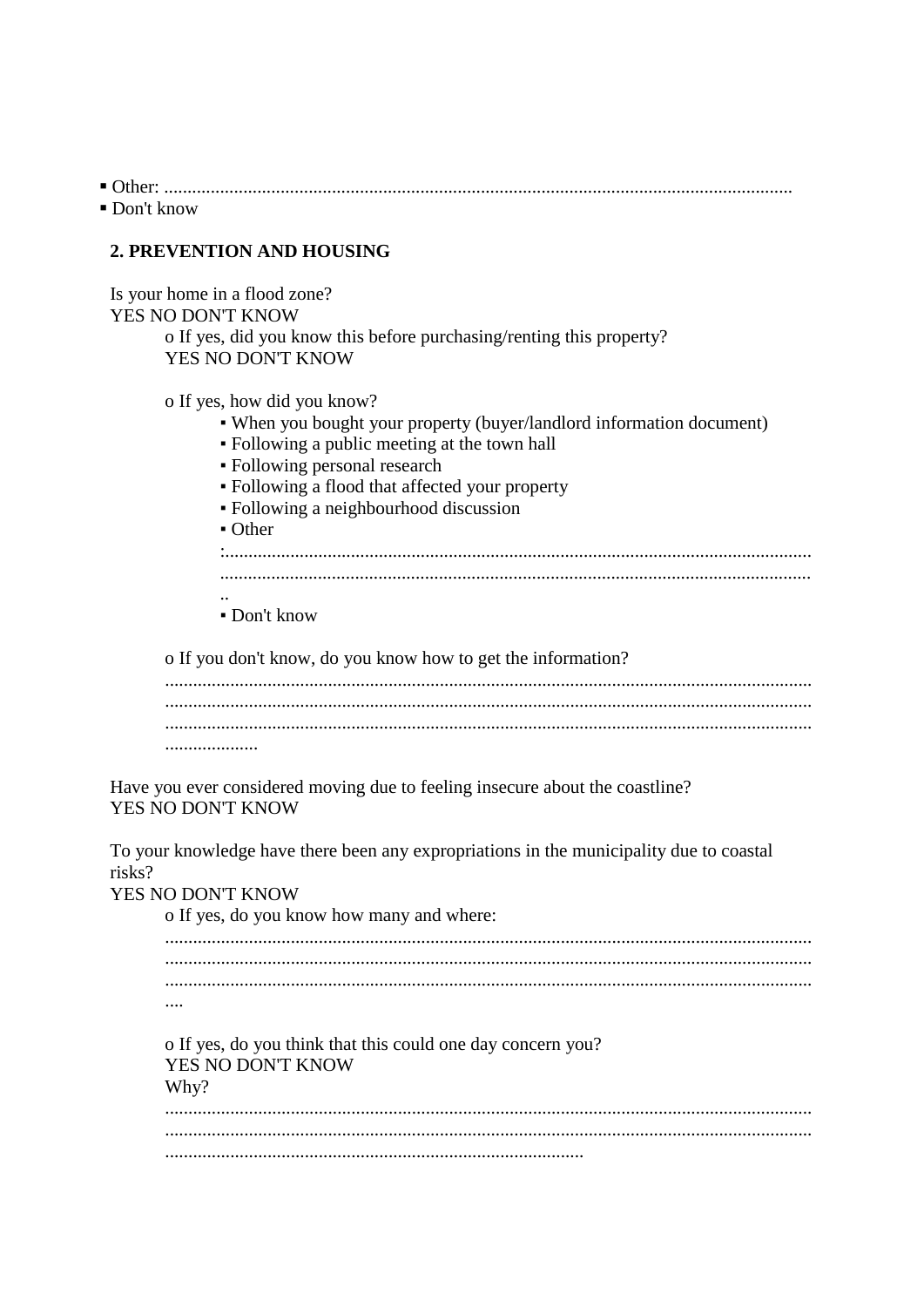- Other: .......................................................................................................................................
- Don't know

## 2. PREVENTION AND HOUSING

Is your home in a flood zone?
YES NO DON'T KNOW

- o If yes, did you know this before purchasing/renting this property?
  YES NO DON'T KNOW

- o If yes, how did you know?
  - When you bought your property (buyer/landlord information document)
  - Following a public meeting at the town hall
  - Following personal research
  - Following a flood that affected your property
  - Following a neighbourhood discussion
  - Other :.............................................................................................................................. ..............................................................................................................................
    ..
  - Don't know

- o If you don't know, do you know how to get the information?
  ......................................................................................................................................... ......................................................................................................................................... ......................................................................................................................................... ....................

Have you ever considered moving due to feeling insecure about the coastline?
YES NO DON'T KNOW

To your knowledge have there been any expropriations in the municipality due to coastal risks?
YES NO DON'T KNOW

- o If yes, do you know how many and where:
  ......................................................................................................................................... ......................................................................................................................................... ......................................................................................................................................... ....

- o If yes, do you think that this could one day concern you?
  YES NO DON'T KNOW
  Why?
  ......................................................................................................................................... ......................................................................................................................................... ..........................................................................................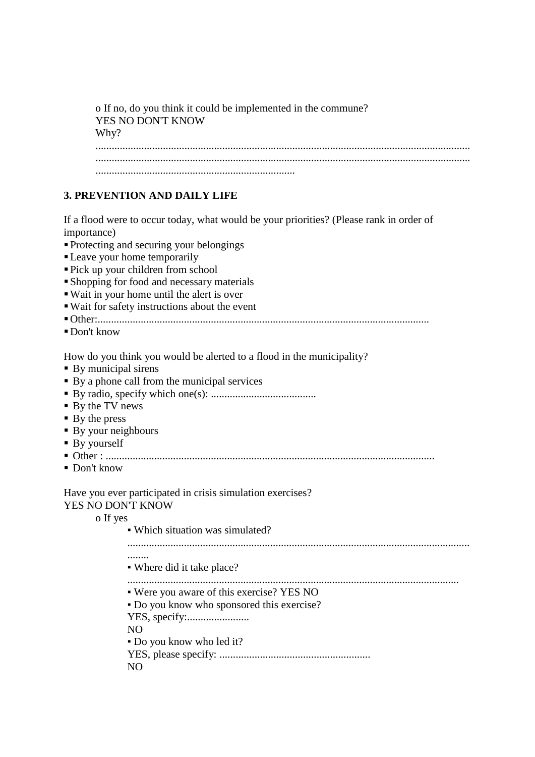o If no, do you think it could be implemented in the commune?
YES NO DON'T KNOW
Why?
.........................................................................................................................................
.........................................................................................................................................
..........................................................................

**3. PREVENTION AND DAILY LIFE**

If a flood were to occur today, what would be your priorities? (Please rank in order of importance)

- Protecting and securing your belongings
- Leave your home temporarily
- Pick up your children from school
- Shopping for food and necessary materials
- Wait in your home until the alert is over
- Wait for safety instructions about the event
- Other:.........................................................................................................................
- Don't know

How do you think you would be alerted to a flood in the municipality?

- By municipal sirens
- By a phone call from the municipal services
- By radio, specify which one(s): .......................................
- By the TV news
- By the press
- By your neighbours
- By yourself
- Other : .........................................................................................................................
- Don't know

Have you ever participated in crisis simulation exercises?
YES NO DON'T KNOW

o If yes
  - Which situation was simulated?
    .............................................................................................................................
    ........
  - Where did it take place?
    .........................................................................................................................
  - Were you aware of this exercise? YES NO
  - Do you know who sponsored this exercise?
    YES, specify:.......................
    NO
  - Do you know who led it?
    YES, please specify: ........................................................
    NO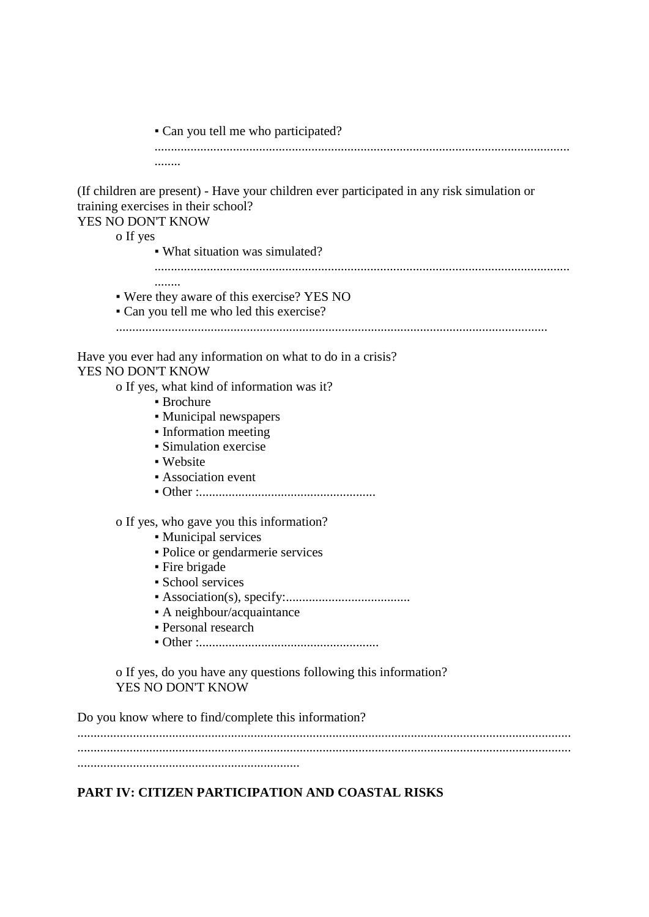- Can you tell me who participated?

      ....................................................................................................................................
      ........

(If children are present) - Have your children ever participated in any risk simulation or training exercises in their school?
YES NO DON'T KNOW

- o If yes
    - What situation was simulated?

      ....................................................................................................................................
      ........
- Were they aware of this exercise? YES NO
- Can you tell me who led this exercise?

  ....................................................................................................................................

Have you ever had any information on what to do in a crisis?
YES NO DON'T KNOW

- o If yes, what kind of information was it?
    - Brochure
    - Municipal newspapers
    - Information meeting
    - Simulation exercise
    - Website
    - Association event
    - Other :......................................................

- o If yes, who gave you this information?
    - Municipal services
    - Police or gendarmerie services
    - Fire brigade
    - School services
    - Association(s), specify:......................................
    - A neighbour/acquaintance
    - Personal research
    - Other :.......................................................

- o If yes, do you have any questions following this information?
  YES NO DON'T KNOW

Do you know where to find/complete this information?
.....................................................................................................................................................
.....................................................................................................................................................
...................................................................

**PART IV: CITIZEN PARTICIPATION AND COASTAL RISKS**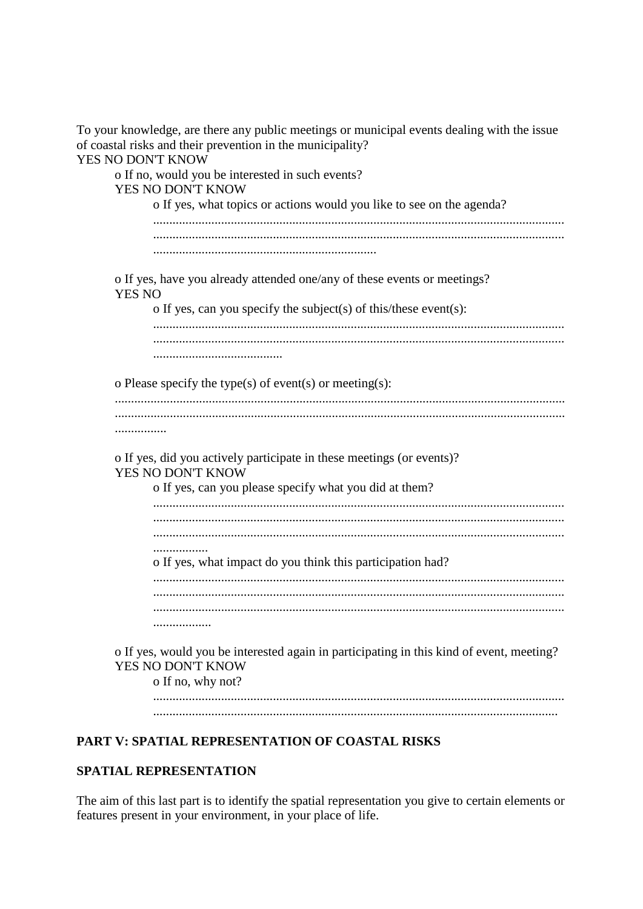To your knowledge, are there any public meetings or municipal events dealing with the issue of coastal risks and their prevention in the municipality?
YES NO DON'T KNOW

- o If no, would you be interested in such events?
  YES NO DON'T KNOW
  - o If yes, what topics or actions would you like to see on the agenda?
    ..............................................................................................................................
    ..............................................................................................................................
    .....................................................................

- o If yes, have you already attended one/any of these events or meetings?
  YES NO
  - o If yes, can you specify the subject(s) of this/these event(s):
    ..............................................................................................................................
    ..............................................................................................................................
    ........................................

- o Please specify the type(s) of event(s) or meeting(s):
  ..........................................................................................................................................
  ..........................................................................................................................................
  ................

- o If yes, did you actively participate in these meetings (or events)?
  YES NO DON'T KNOW
  - o If yes, can you please specify what you did at them?
    ..............................................................................................................................
    ..............................................................................................................................
    ..............................................................................................................................
    .................
  - o If yes, what impact do you think this participation had?
    ..............................................................................................................................
    ..............................................................................................................................
    ..............................................................................................................................
    ..................

- o If yes, would you be interested again in participating in this kind of event, meeting?
  YES NO DON'T KNOW
  - o If no, why not?
    ..............................................................................................................................
    ............................................................................................................................

## PART V: SPATIAL REPRESENTATION OF COASTAL RISKS

### SPATIAL REPRESENTATION

The aim of this last part is to identify the spatial representation you give to certain elements or features present in your environment, in your place of life.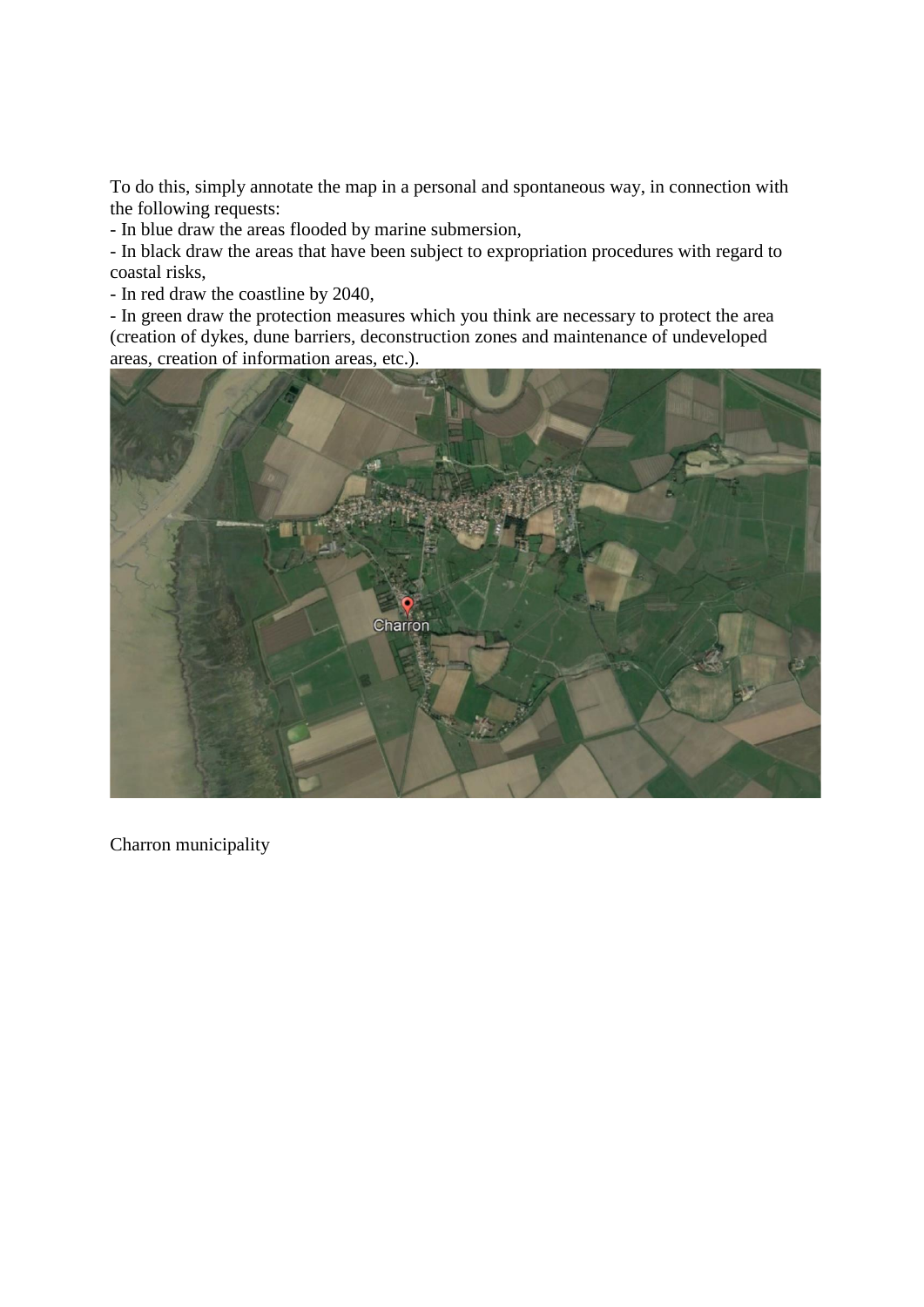To do this, simply annotate the map in a personal and spontaneous way, in connection with the following requests:

- In blue draw the areas flooded by marine submersion,
- In black draw the areas that have been subject to expropriation procedures with regard to coastal risks,
- In red draw the coastline by 2040,
- In green draw the protection measures which you think are necessary to protect the area (creation of dykes, dune barriers, deconstruction zones and maintenance of undeveloped areas, creation of information areas, etc.).

Charron municipality